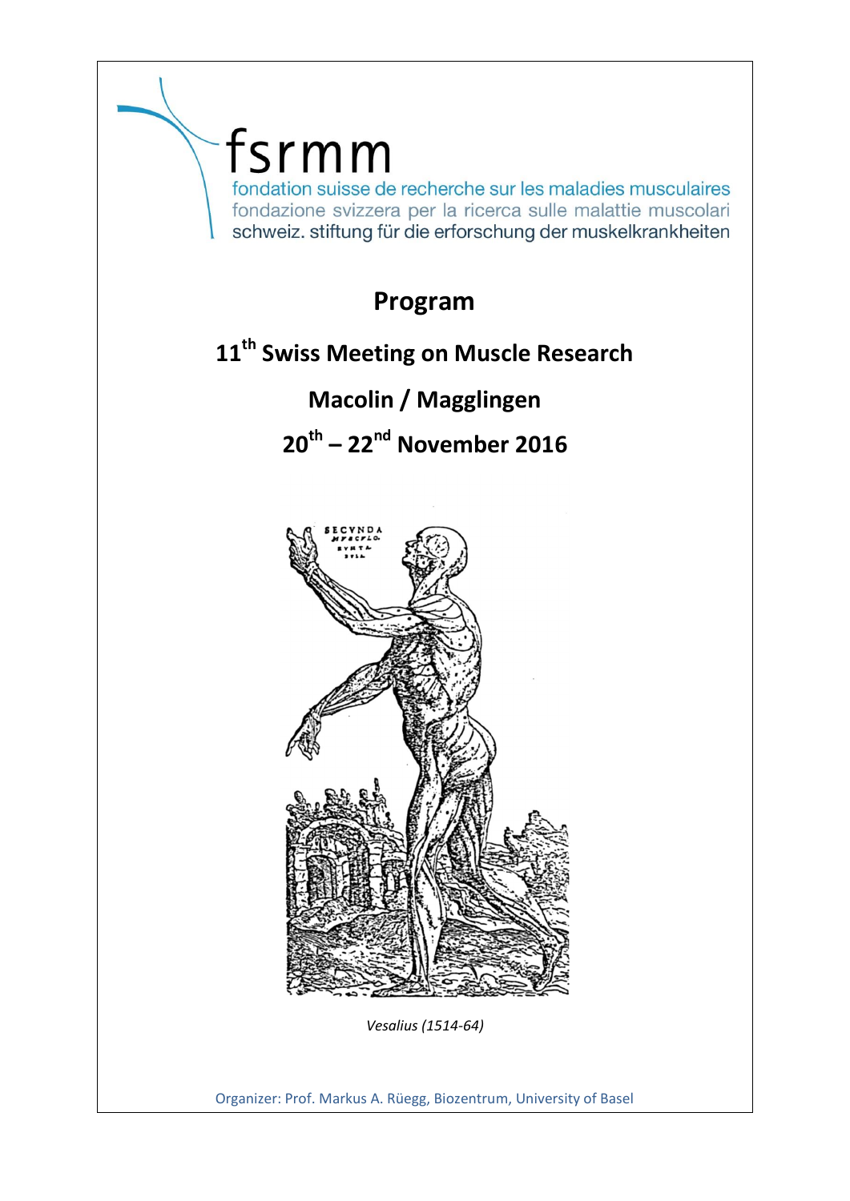fsrmm

fondation suisse de recherche sur les maladies musculaires

fondazione svizzera per la ricerca sulle malattie muscolari

schweiz. stiftung für die erforschung der muskelkrankheiten

# Program

## 11th Swiss Meeting on Muscle Research

## Macolin / Magglingen

## 20th – 22nd November 2016

*Vesalius (1514-64)*

Organizer: Prof. Markus A. Rüegg, Biozentrum, University of Basel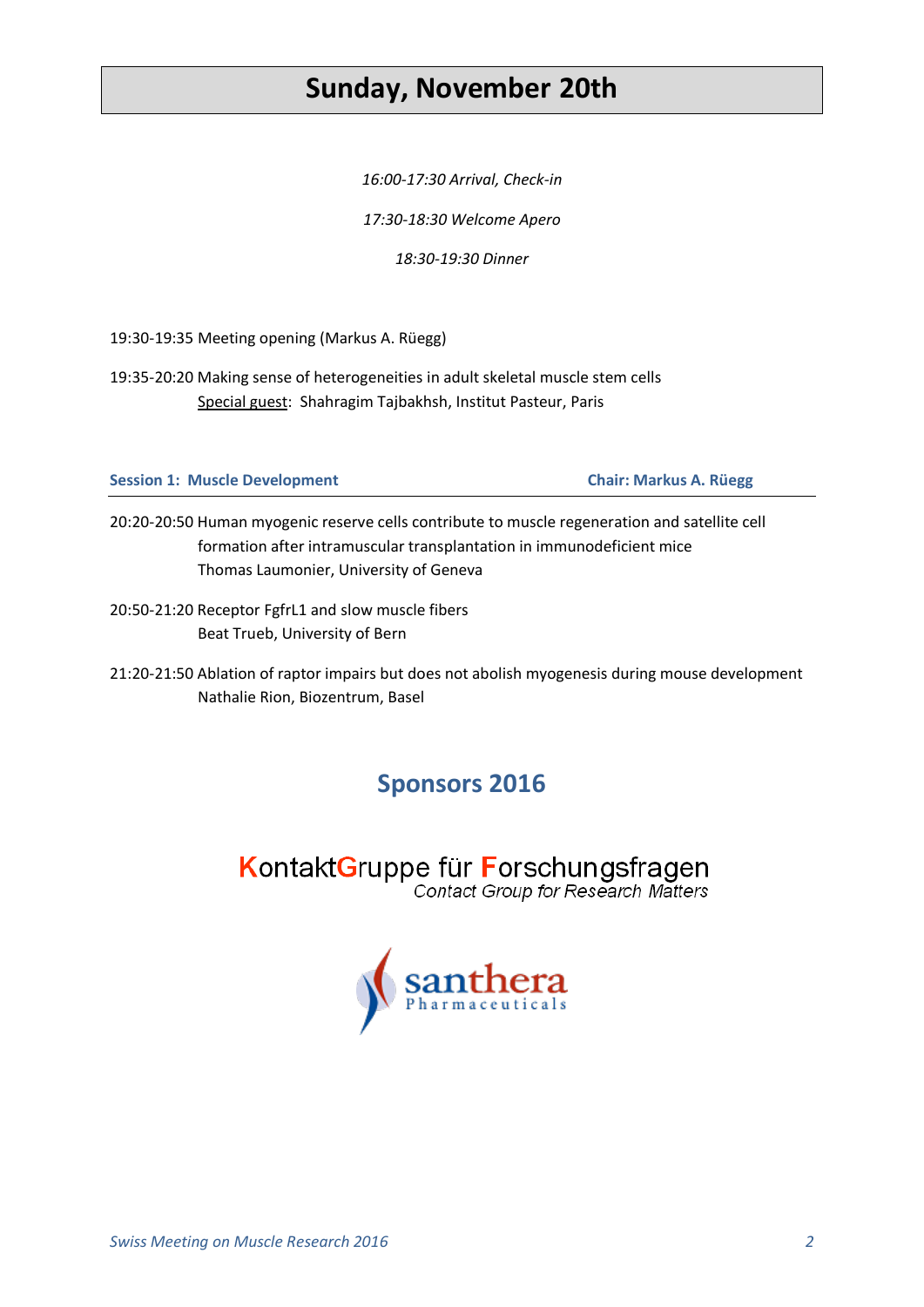# Sunday, November 20th

*16:00-17:30 Arrival, Check-in*

*17:30-18:30 Welcome Apero*

*18:30-19:30 Dinner*

19:30-19:35 Meeting opening (Markus A. Rüegg)

19:35-20:20 Making sense of heterogeneities in adult skeletal muscle stem cells
Special guest: Shahragim Tajbakhsh, Institut Pasteur, Paris

**Session 1: Muscle Development** — **Chair: Markus A. Rüegg**

20:20-20:50 Human myogenic reserve cells contribute to muscle regeneration and satellite cell formation after intramuscular transplantation in immunodeficient mice
Thomas Laumonier, University of Geneva

20:50-21:20 Receptor FgfrL1 and slow muscle fibers
Beat Trueb, University of Bern

21:20-21:50 Ablation of raptor impairs but does not abolish myogenesis during mouse development
Nathalie Rion, Biozentrum, Basel

## Sponsors 2016

KontaktGruppe für Forschungsfragen
*Contact Group for Research Matters*

santhera Pharmaceuticals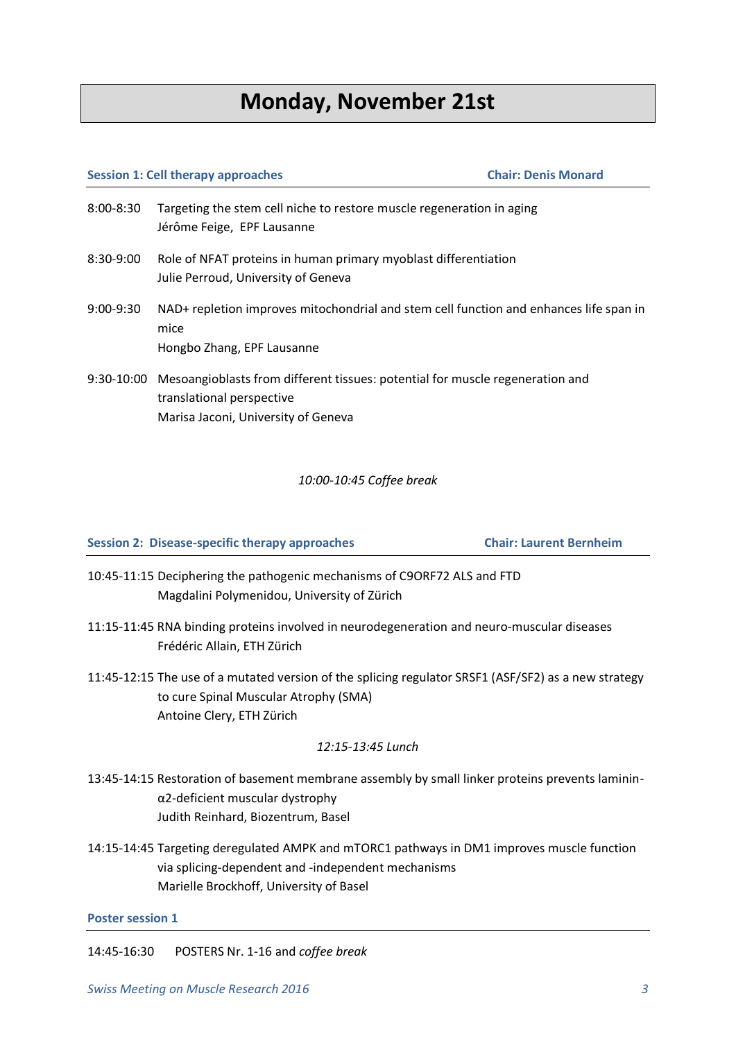# Monday, November 21st

**Session 1: Cell therapy approaches** — **Chair: Denis Monard**

8:00-8:30 Targeting the stem cell niche to restore muscle regeneration in aging
Jérôme Feige, EPF Lausanne

8:30-9:00 Role of NFAT proteins in human primary myoblast differentiation
Julie Perroud, University of Geneva

9:00-9:30 NAD+ repletion improves mitochondrial and stem cell function and enhances life span in mice
Hongbo Zhang, EPF Lausanne

9:30-10:00 Mesoangioblasts from different tissues: potential for muscle regeneration and translational perspective
Marisa Jaconi, University of Geneva

*10:00-10:45 Coffee break*

**Session 2: Disease-specific therapy approaches** — **Chair: Laurent Bernheim**

10:45-11:15 Deciphering the pathogenic mechanisms of C9ORF72 ALS and FTD
Magdalini Polymenidou, University of Zürich

11:15-11:45 RNA binding proteins involved in neurodegeneration and neuro-muscular diseases
Frédéric Allain, ETH Zürich

11:45-12:15 The use of a mutated version of the splicing regulator SRSF1 (ASF/SF2) as a new strategy to cure Spinal Muscular Atrophy (SMA)
Antoine Clery, ETH Zürich

*12:15-13:45 Lunch*

13:45-14:15 Restoration of basement membrane assembly by small linker proteins prevents laminin-α2-deficient muscular dystrophy
Judith Reinhard, Biozentrum, Basel

14:15-14:45 Targeting deregulated AMPK and mTORC1 pathways in DM1 improves muscle function via splicing-dependent and -independent mechanisms
Marielle Brockhoff, University of Basel

**Poster session 1**

14:45-16:30 POSTERS Nr. 1-16 and *coffee break*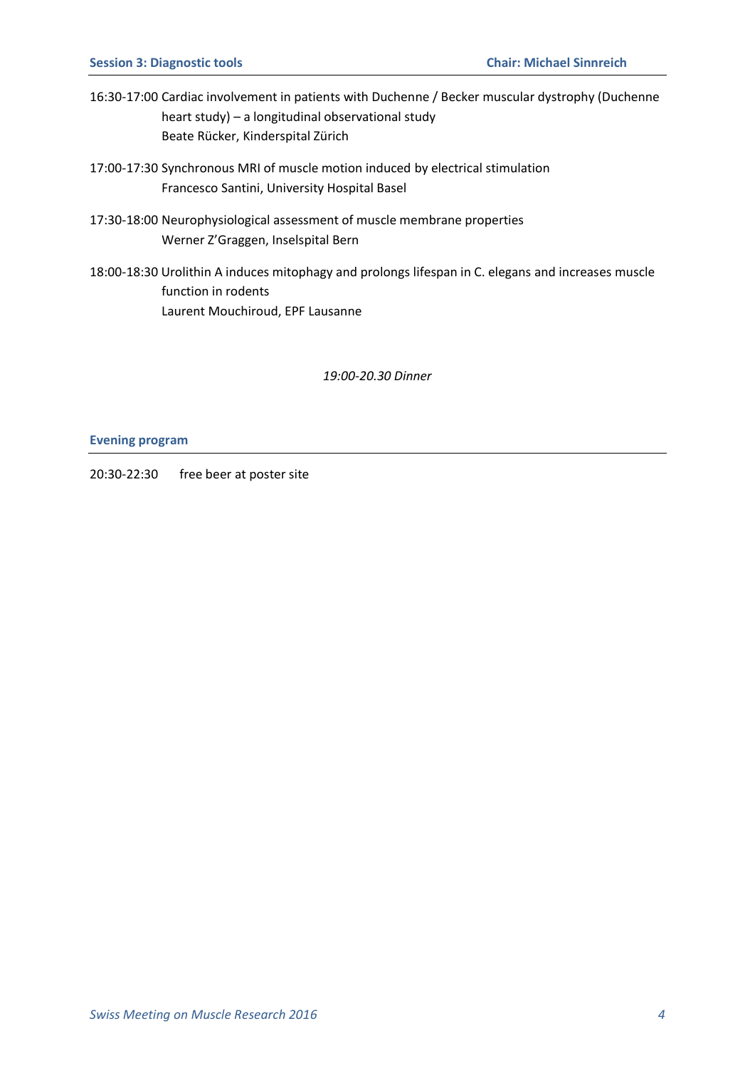## Session 3: Diagnostic tools — Chair: Michael Sinnreich

16:30-17:00 Cardiac involvement in patients with Duchenne / Becker muscular dystrophy (Duchenne heart study) – a longitudinal observational study
Beate Rücker, Kinderspital Zürich

17:00-17:30 Synchronous MRI of muscle motion induced by electrical stimulation
Francesco Santini, University Hospital Basel

17:30-18:00 Neurophysiological assessment of muscle membrane properties
Werner Z'Graggen, Inselspital Bern

18:00-18:30 Urolithin A induces mitophagy and prolongs lifespan in C. elegans and increases muscle function in rodents
Laurent Mouchiroud, EPF Lausanne

*19:00-20.30 Dinner*

## Evening program

20:30-22:30 free beer at poster site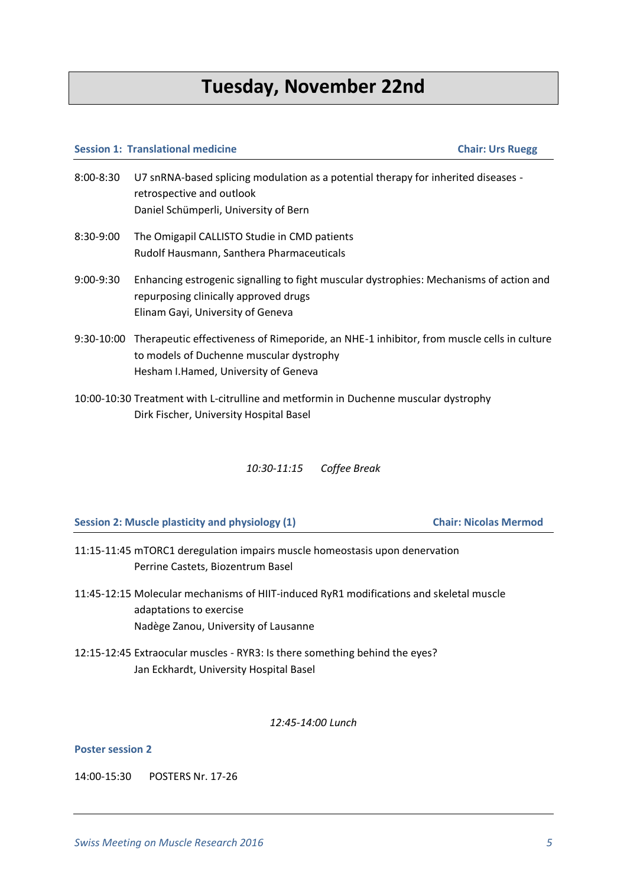# Tuesday, November 22nd

**Session 1: Translational medicine** — **Chair: Urs Ruegg**

8:00-8:30 U7 snRNA-based splicing modulation as a potential therapy for inherited diseases - retrospective and outlook
Daniel Schümperli, University of Bern

8:30-9:00 The Omigapil CALLISTO Studie in CMD patients
Rudolf Hausmann, Santhera Pharmaceuticals

9:00-9:30 Enhancing estrogenic signalling to fight muscular dystrophies: Mechanisms of action and repurposing clinically approved drugs
Elinam Gayi, University of Geneva

9:30-10:00 Therapeutic effectiveness of Rimeporide, an NHE-1 inhibitor, from muscle cells in culture to models of Duchenne muscular dystrophy
Hesham I.Hamed, University of Geneva

10:00-10:30 Treatment with L-citrulline and metformin in Duchenne muscular dystrophy
Dirk Fischer, University Hospital Basel

*10:30-11:15 Coffee Break*

**Session 2: Muscle plasticity and physiology (1)** — **Chair: Nicolas Mermod**

11:15-11:45 mTORC1 deregulation impairs muscle homeostasis upon denervation
Perrine Castets, Biozentrum Basel

11:45-12:15 Molecular mechanisms of HIIT-induced RyR1 modifications and skeletal muscle adaptations to exercise
Nadège Zanou, University of Lausanne

12:15-12:45 Extraocular muscles - RYR3: Is there something behind the eyes?
Jan Eckhardt, University Hospital Basel

*12:45-14:00 Lunch*

**Poster session 2**

14:00-15:30 POSTERS Nr. 17-26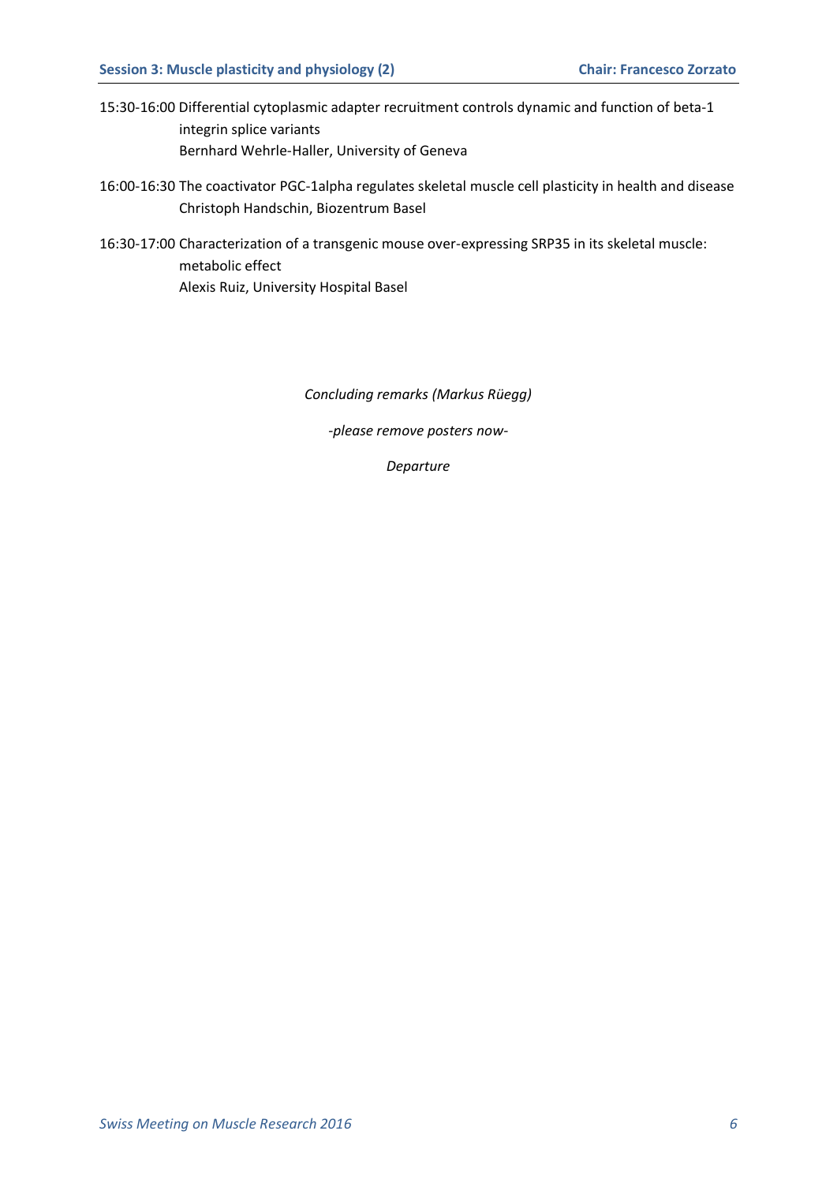## Session 3: Muscle plasticity and physiology (2) — Chair: Francesco Zorzato

15:30-16:00 Differential cytoplasmic adapter recruitment controls dynamic and function of beta-1 integrin splice variants
Bernhard Wehrle-Haller, University of Geneva

16:00-16:30 The coactivator PGC-1alpha regulates skeletal muscle cell plasticity in health and disease
Christoph Handschin, Biozentrum Basel

16:30-17:00 Characterization of a transgenic mouse over-expressing SRP35 in its skeletal muscle: metabolic effect
Alexis Ruiz, University Hospital Basel

*Concluding remarks (Markus Rüegg)*

*-please remove posters now-*

*Departure*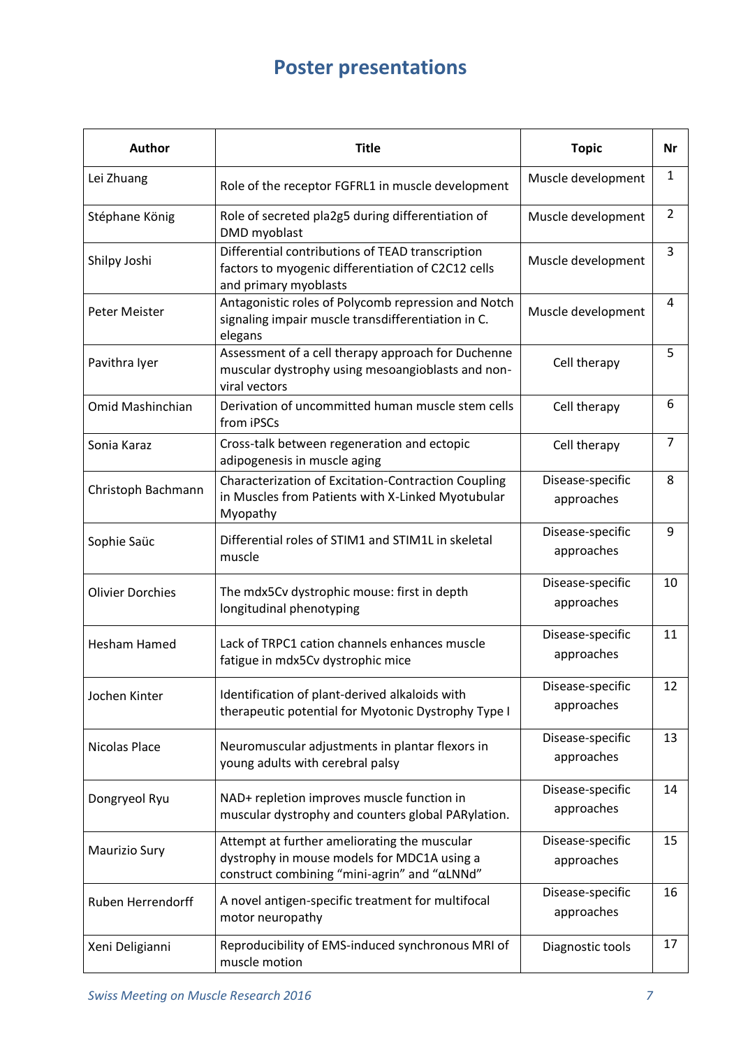# Poster presentations

| Author | Title | Topic | Nr |
|---|---|---|---|
| Lei Zhuang | Role of the receptor FGFRL1 in muscle development | Muscle development | 1 |
| Stéphane König | Role of secreted pla2g5 during differentiation of DMD myoblast | Muscle development | 2 |
| Shilpy Joshi | Differential contributions of TEAD transcription factors to myogenic differentiation of C2C12 cells and primary myoblasts | Muscle development | 3 |
| Peter Meister | Antagonistic roles of Polycomb repression and Notch signaling impair muscle transdifferentiation in C. elegans | Muscle development | 4 |
| Pavithra Iyer | Assessment of a cell therapy approach for Duchenne muscular dystrophy using mesoangioblasts and non-viral vectors | Cell therapy | 5 |
| Omid Mashinchian | Derivation of uncommitted human muscle stem cells from iPSCs | Cell therapy | 6 |
| Sonia Karaz | Cross-talk between regeneration and ectopic adipogenesis in muscle aging | Cell therapy | 7 |
| Christoph Bachmann | Characterization of Excitation-Contraction Coupling in Muscles from Patients with X-Linked Myotubular Myopathy | Disease-specific approaches | 8 |
| Sophie Saüc | Differential roles of STIM1 and STIM1L in skeletal muscle | Disease-specific approaches | 9 |
| Olivier Dorchies | The mdx5Cv dystrophic mouse: first in depth longitudinal phenotyping | Disease-specific approaches | 10 |
| Hesham Hamed | Lack of TRPC1 cation channels enhances muscle fatigue in mdx5Cv dystrophic mice | Disease-specific approaches | 11 |
| Jochen Kinter | Identification of plant-derived alkaloids with therapeutic potential for Myotonic Dystrophy Type I | Disease-specific approaches | 12 |
| Nicolas Place | Neuromuscular adjustments in plantar flexors in young adults with cerebral palsy | Disease-specific approaches | 13 |
| Dongryeol Ryu | NAD+ repletion improves muscle function in muscular dystrophy and counters global PARylation. | Disease-specific approaches | 14 |
| Maurizio Sury | Attempt at further ameliorating the muscular dystrophy in mouse models for MDC1A using a construct combining "mini-agrin" and "αLNNd" | Disease-specific approaches | 15 |
| Ruben Herrendorff | A novel antigen-specific treatment for multifocal motor neuropathy | Disease-specific approaches | 16 |
| Xeni Deligianni | Reproducibility of EMS-induced synchronous MRI of muscle motion | Diagnostic tools | 17 |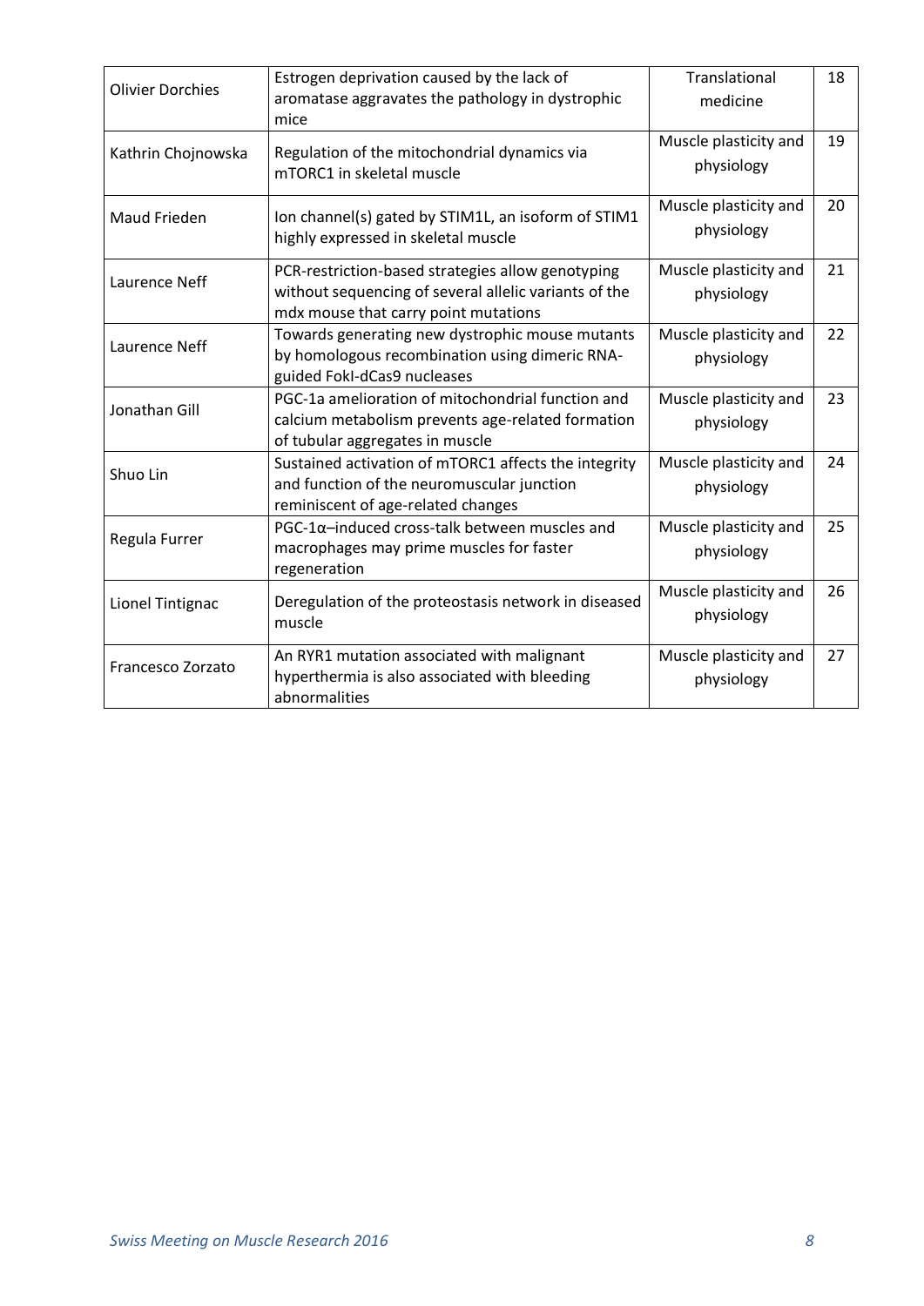| | | | |
|---|---|---|---|
| Olivier Dorchies | Estrogen deprivation caused by the lack of aromatase aggravates the pathology in dystrophic mice | Translational medicine | 18 |
| Kathrin Chojnowska | Regulation of the mitochondrial dynamics via mTORC1 in skeletal muscle | Muscle plasticity and physiology | 19 |
| Maud Frieden | Ion channel(s) gated by STIM1L, an isoform of STIM1 highly expressed in skeletal muscle | Muscle plasticity and physiology | 20 |
| Laurence Neff | PCR-restriction-based strategies allow genotyping without sequencing of several allelic variants of the mdx mouse that carry point mutations | Muscle plasticity and physiology | 21 |
| Laurence Neff | Towards generating new dystrophic mouse mutants by homologous recombination using dimeric RNA-guided FokI-dCas9 nucleases | Muscle plasticity and physiology | 22 |
| Jonathan Gill | PGC-1a amelioration of mitochondrial function and calcium metabolism prevents age-related formation of tubular aggregates in muscle | Muscle plasticity and physiology | 23 |
| Shuo Lin | Sustained activation of mTORC1 affects the integrity and function of the neuromuscular junction reminiscent of age-related changes | Muscle plasticity and physiology | 24 |
| Regula Furrer | PGC-1α–induced cross-talk between muscles and macrophages may prime muscles for faster regeneration | Muscle plasticity and physiology | 25 |
| Lionel Tintignac | Deregulation of the proteostasis network in diseased muscle | Muscle plasticity and physiology | 26 |
| Francesco Zorzato | An RYR1 mutation associated with malignant hyperthermia is also associated with bleeding abnormalities | Muscle plasticity and physiology | 27 |